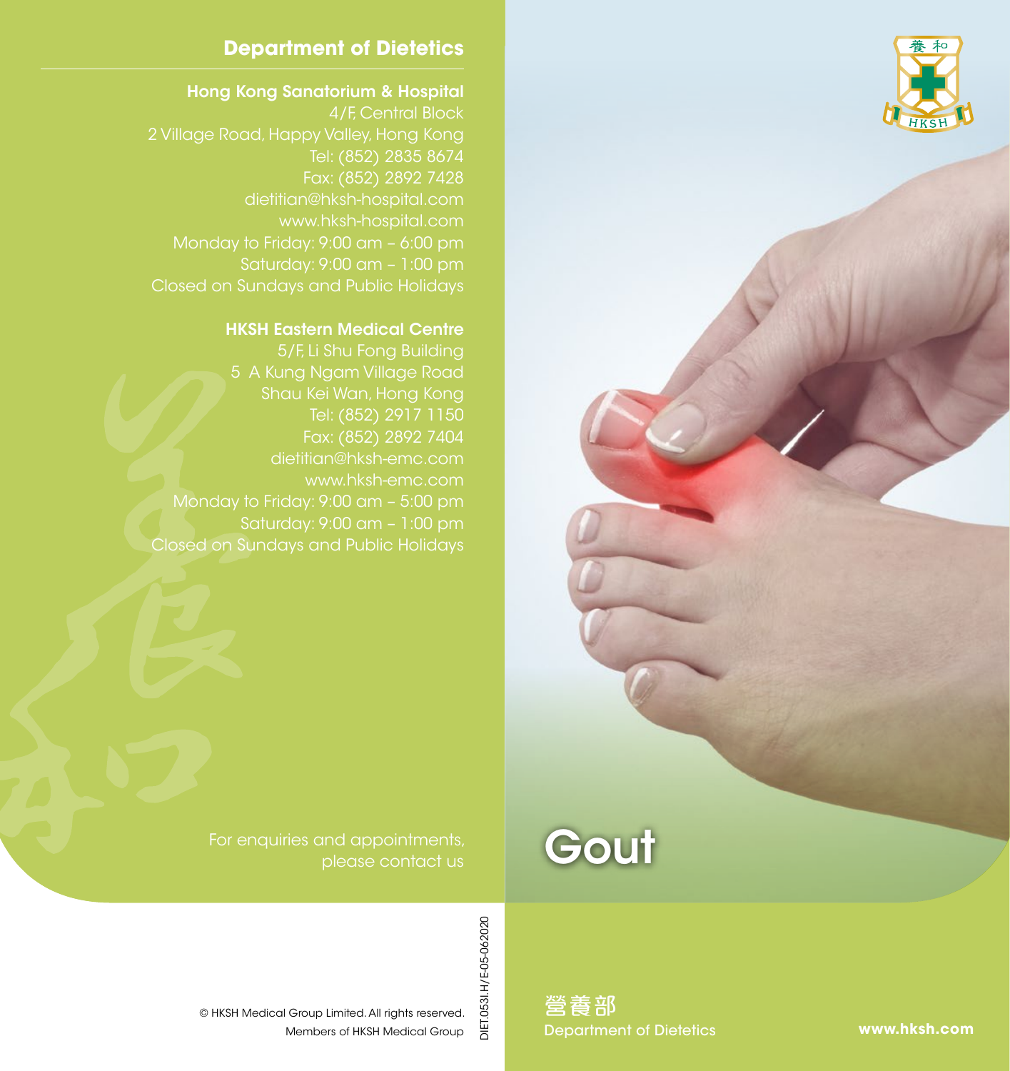## Department of Dietetics

**Hong Kong Sanatorium & Hospital**

4/F, Central Block
2 Village Road, Happy Valley, Hong Kong
Tel: (852) 2835 8674
Fax: (852) 2892 7428
dietitian@hksh-hospital.com
www.hksh-hospital.com
Monday to Friday: 9:00 am – 6:00 pm
Saturday: 9:00 am – 1:00 pm
Closed on Sundays and Public Holidays

**HKSH Eastern Medical Centre**

5/F, Li Shu Fong Building
5 A Kung Ngam Village Road
Shau Kei Wan, Hong Kong
Tel: (852) 2917 1150
Fax: (852) 2892 7404
dietitian@hksh-emc.com
www.hksh-emc.com
Monday to Friday: 9:00 am – 5:00 pm
Saturday: 9:00 am – 1:00 pm
Closed on Sundays and Public Holidays

For enquiries and appointments, please contact us

© HKSH Medical Group Limited. All rights reserved.
Members of HKSH Medical Group

DIET.053I.H/E-05-062020

# Gout

營養部
Department of Dietetics

www.hksh.com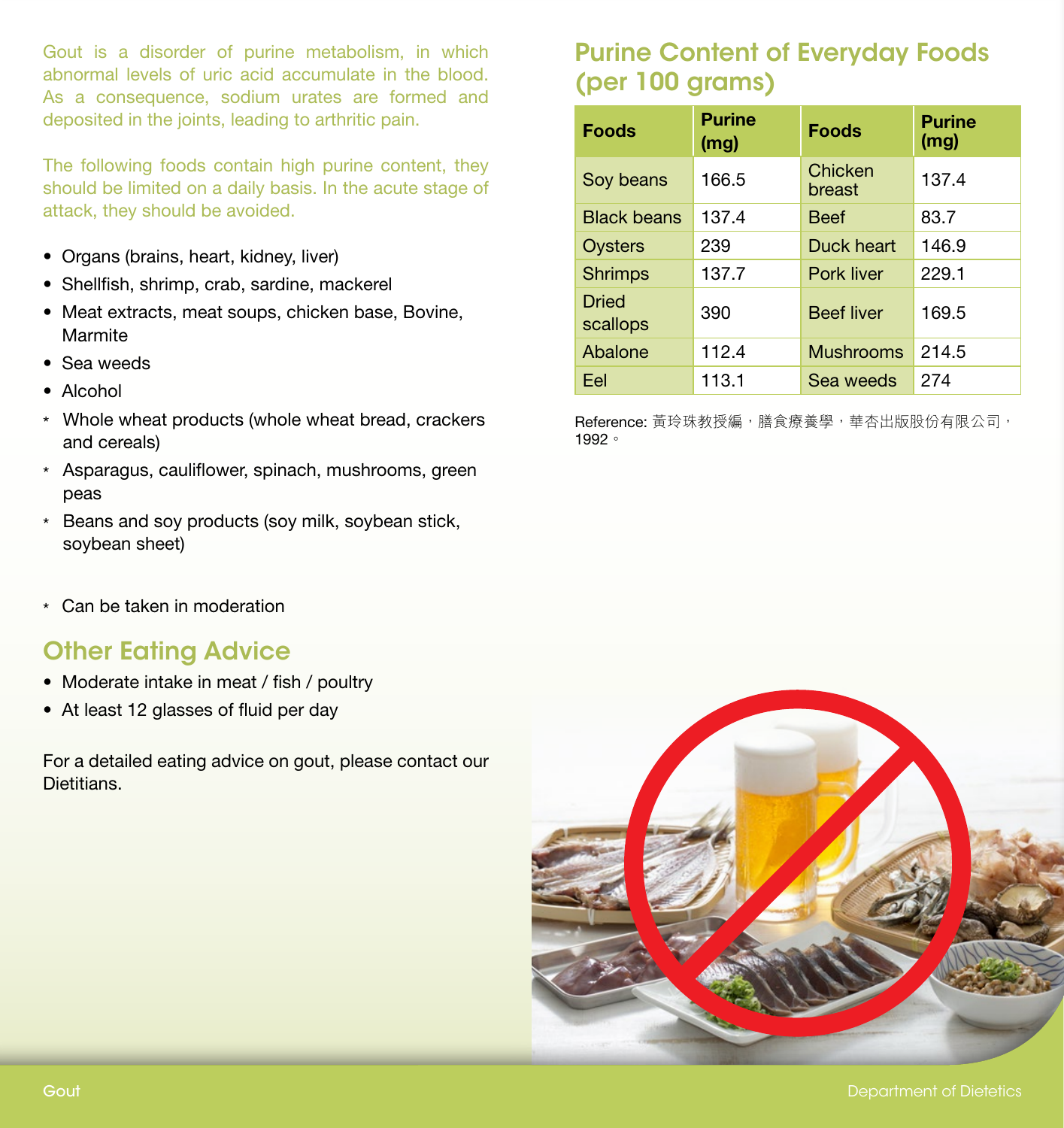Gout is a disorder of purine metabolism, in which abnormal levels of uric acid accumulate in the blood. As a consequence, sodium urates are formed and deposited in the joints, leading to arthritic pain.

The following foods contain high purine content, they should be limited on a daily basis. In the acute stage of attack, they should be avoided.

- Organs (brains, heart, kidney, liver)
- Shellfish, shrimp, crab, sardine, mackerel
- Meat extracts, meat soups, chicken base, Bovine, Marmite
- Sea weeds
- Alcohol
- * Whole wheat products (whole wheat bread, crackers and cereals)
- * Asparagus, cauliflower, spinach, mushrooms, green peas
- * Beans and soy products (soy milk, soybean stick, soybean sheet)

\* Can be taken in moderation

## Other Eating Advice

- Moderate intake in meat / fish / poultry
- At least 12 glasses of fluid per day

For a detailed eating advice on gout, please contact our Dietitians.

## Purine Content of Everyday Foods (per 100 grams)

| Foods | Purine (mg) | Foods | Purine (mg) |
|---|---|---|---|
| Soy beans | 166.5 | Chicken breast | 137.4 |
| Black beans | 137.4 | Beef | 83.7 |
| Oysters | 239 | Duck heart | 146.9 |
| Shrimps | 137.7 | Pork liver | 229.1 |
| Dried scallops | 390 | Beef liver | 169.5 |
| Abalone | 112.4 | Mushrooms | 214.5 |
| Eel | 113.1 | Sea weeds | 274 |

Reference: 黃玲珠教授編，膳食療養學，華杏出版股份有限公司，1992。